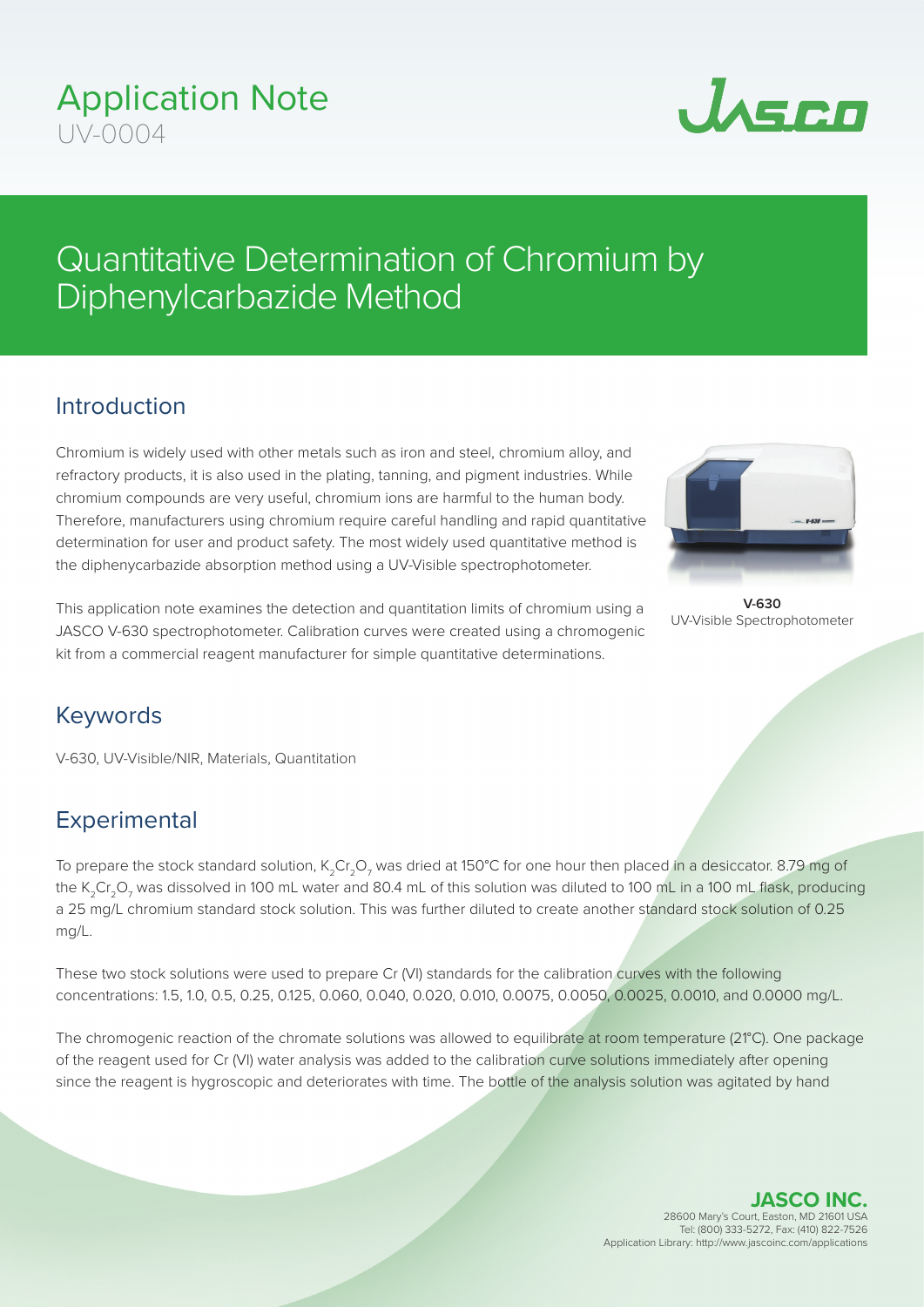# Application Note

UV-0004

# Quantitative Determination of Chromium by Diphenylcarbazide Method

## Introduction

Chromium is widely used with other metals such as iron and steel, chromium alloy, and refractory products, it is also used in the plating, tanning, and pigment industries. While chromium compounds are very useful, chromium ions are harmful to the human body. Therefore, manufacturers using chromium require careful handling and rapid quantitative determination for user and product safety. The most widely used quantitative method is the diphenycarbazide absorption method using a UV-Visible spectrophotometer.

This application note examines the detection and quantitation limits of chromium using a JASCO V-630 spectrophotometer. Calibration curves were created using a chromogenic kit from a commercial reagent manufacturer for simple quantitative determinations.

**V-630**
UV-Visible Spectrophotometer

## Keywords

V-630, UV-Visible/NIR, Materials, Quantitation

## Experimental

To prepare the stock standard solution, $K_2Cr_2O_7$ was dried at 150°C for one hour then placed in a desiccator. 8.79 mg of the $K_2Cr_2O_7$ was dissolved in 100 mL water and 80.4 mL of this solution was diluted to 100 mL in a 100 mL flask, producing a 25 mg/L chromium standard stock solution. This was further diluted to create another standard stock solution of 0.25 mg/L.

These two stock solutions were used to prepare Cr (VI) standards for the calibration curves with the following concentrations: 1.5, 1.0, 0.5, 0.25, 0.125, 0.060, 0.040, 0.020, 0.010, 0.0075, 0.0050, 0.0025, 0.0010, and 0.0000 mg/L.

The chromogenic reaction of the chromate solutions was allowed to equilibrate at room temperature (21°C). One package of the reagent used for Cr (VI) water analysis was added to the calibration curve solutions immediately after opening since the reagent is hygroscopic and deteriorates with time. The bottle of the analysis solution was agitated by hand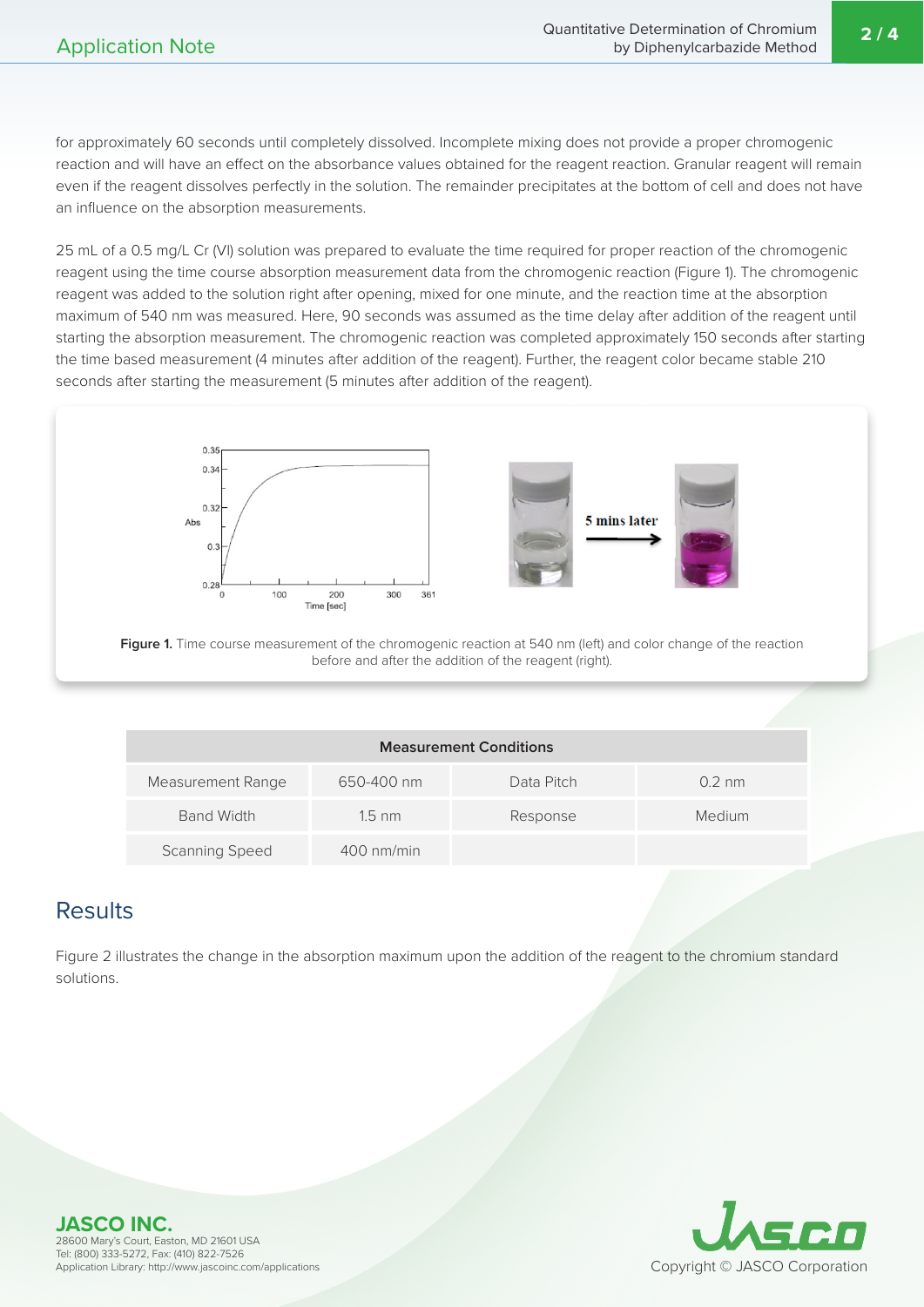for approximately 60 seconds until completely dissolved. Incomplete mixing does not provide a proper chromogenic reaction and will have an effect on the absorbance values obtained for the reagent reaction. Granular reagent will remain even if the reagent dissolves perfectly in the solution. The remainder precipitates at the bottom of cell and does not have an influence on the absorption measurements.

25 mL of a 0.5 mg/L Cr (VI) solution was prepared to evaluate the time required for proper reaction of the chromogenic reagent using the time course absorption measurement data from the chromogenic reaction (Figure 1). The chromogenic reagent was added to the solution right after opening, mixed for one minute, and the reaction time at the absorption maximum of 540 nm was measured. Here, 90 seconds was assumed as the time delay after addition of the reagent until starting the absorption measurement. The chromogenic reaction was completed approximately 150 seconds after starting the time based measurement (4 minutes after addition of the reagent). Further, the reagent color became stable 210 seconds after starting the measurement (5 minutes after addition of the reagent).

**Figure 1.** Time course measurement of the chromogenic reaction at 540 nm (left) and color change of the reaction before and after the addition of the reagent (right).

| Measurement Conditions | | | |
|---|---|---|---|
| Measurement Range | 650-400 nm | Data Pitch | 0.2 nm |
| Band Width | 1.5 nm | Response | Medium |
| Scanning Speed | 400 nm/min | | |

## Results

Figure 2 illustrates the change in the absorption maximum upon the addition of the reagent to the chromium standard solutions.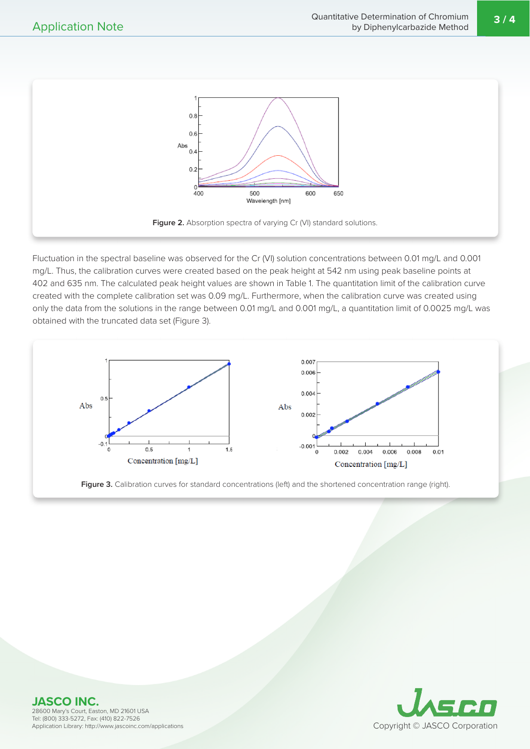Figure 2. Absorption spectra of varying Cr (VI) standard solutions.

Fluctuation in the spectral baseline was observed for the Cr (VI) solution concentrations between 0.01 mg/L and 0.001 mg/L. Thus, the calibration curves were created based on the peak height at 542 nm using peak baseline points at 402 and 635 nm. The calculated peak height values are shown in Table 1. The quantitation limit of the calibration curve created with the complete calibration set was 0.09 mg/L. Furthermore, when the calibration curve was created using only the data from the solutions in the range between 0.01 mg/L and 0.001 mg/L, a quantitation limit of 0.0025 mg/L was obtained with the truncated data set (Figure 3).

Figure 3. Calibration curves for standard concentrations (left) and the shortened concentration range (right).

**JASCO INC.**
28600 Mary's Court, Easton, MD 21601 USA
Tel: (800) 333-5272, Fax: (410) 822-7526
Application Library: http://www.jascoinc.com/applications

Copyright © JASCO Corporation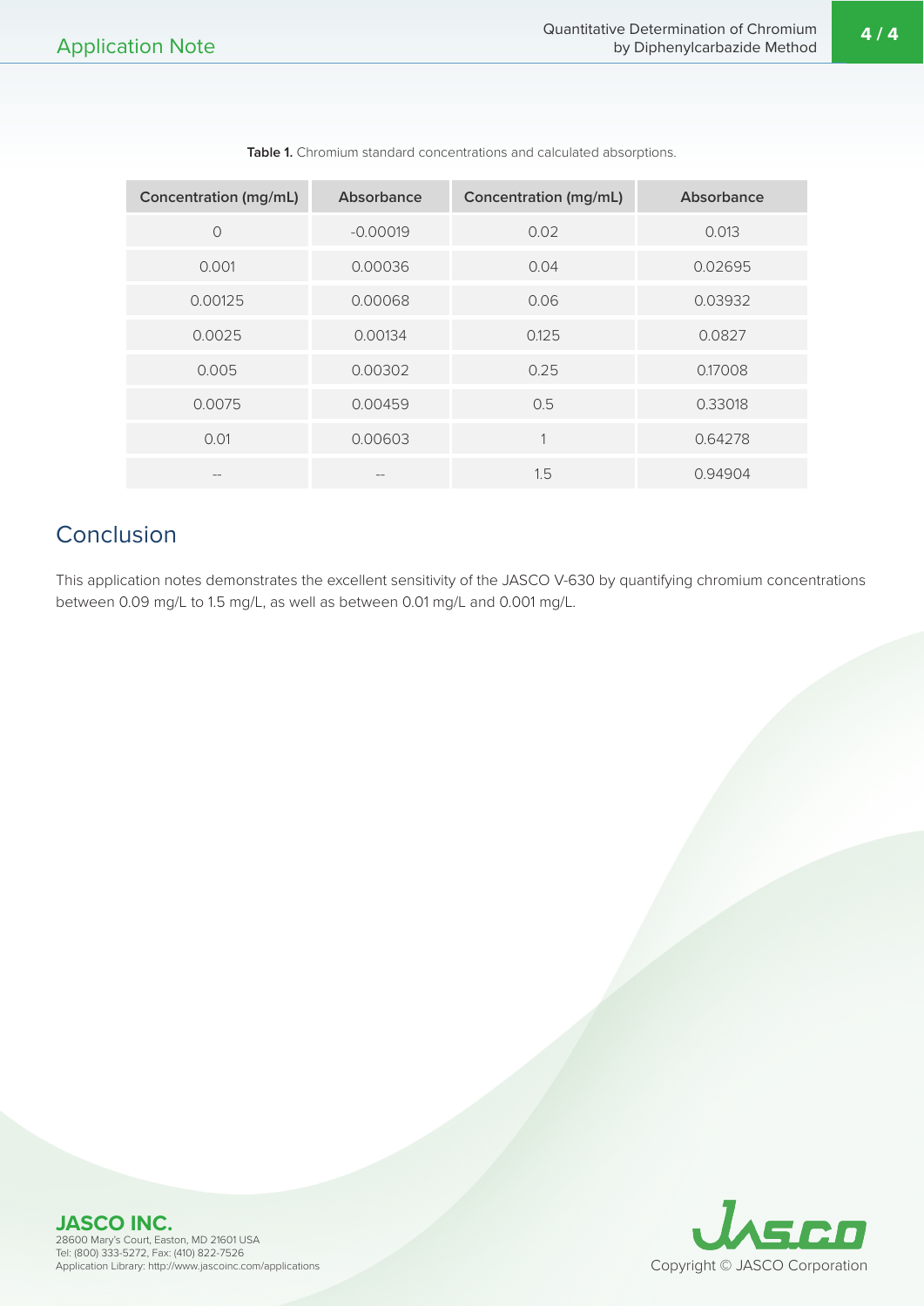**Table 1.** Chromium standard concentrations and calculated absorptions.

| Concentration (mg/mL) | Absorbance | Concentration (mg/mL) | Absorbance |
|---|---|---|---|
| 0 | -0.00019 | 0.02 | 0.013 |
| 0.001 | 0.00036 | 0.04 | 0.02695 |
| 0.00125 | 0.00068 | 0.06 | 0.03932 |
| 0.0025 | 0.00134 | 0.125 | 0.0827 |
| 0.005 | 0.00302 | 0.25 | 0.17008 |
| 0.0075 | 0.00459 | 0.5 | 0.33018 |
| 0.01 | 0.00603 | 1 | 0.64278 |
| -- | -- | 1.5 | 0.94904 |

## Conclusion

This application notes demonstrates the excellent sensitivity of the JASCO V-630 by quantifying chromium concentrations between 0.09 mg/L to 1.5 mg/L, as well as between 0.01 mg/L and 0.001 mg/L.

**JASCO INC.**
28600 Mary's Court, Easton, MD 21601 USA
Tel: (800) 333-5272, Fax: (410) 822-7526
Application Library: http://www.jascoinc.com/applications

Copyright © JASCO Corporation